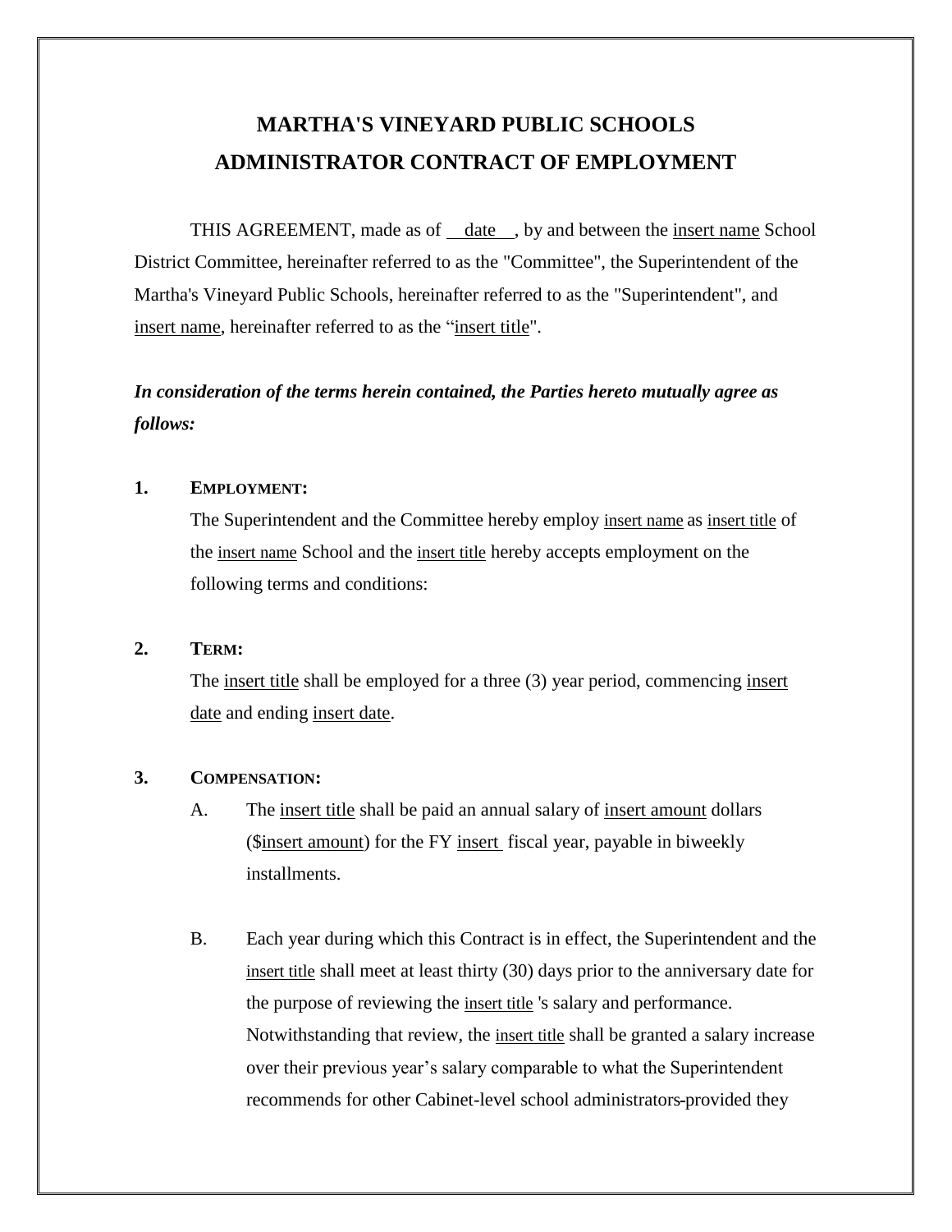# MARTHA'S VINEYARD PUBLIC SCHOOLS
# ADMINISTRATOR CONTRACT OF EMPLOYMENT

THIS AGREEMENT, made as of date, by and between the insert name School District Committee, hereinafter referred to as the "Committee", the Superintendent of the Martha's Vineyard Public Schools, hereinafter referred to as the "Superintendent", and insert name, hereinafter referred to as the "insert title".

***In consideration of the terms herein contained, the Parties hereto mutually agree as follows:***

**1. EMPLOYMENT:**

The Superintendent and the Committee hereby employ insert name as insert title of the insert name School and the insert title hereby accepts employment on the following terms and conditions:

**2. TERM:**

The insert title shall be employed for a three (3) year period, commencing insert date and ending insert date.

**3. COMPENSATION:**

A. The insert title shall be paid an annual salary of insert amount dollars ($insert amount) for the FY insert fiscal year, payable in biweekly installments.

B. Each year during which this Contract is in effect, the Superintendent and the insert title shall meet at least thirty (30) days prior to the anniversary date for the purpose of reviewing the insert title 's salary and performance. Notwithstanding that review, the insert title shall be granted a salary increase over their previous year's salary comparable to what the Superintendent recommends for other Cabinet-level school administrators provided they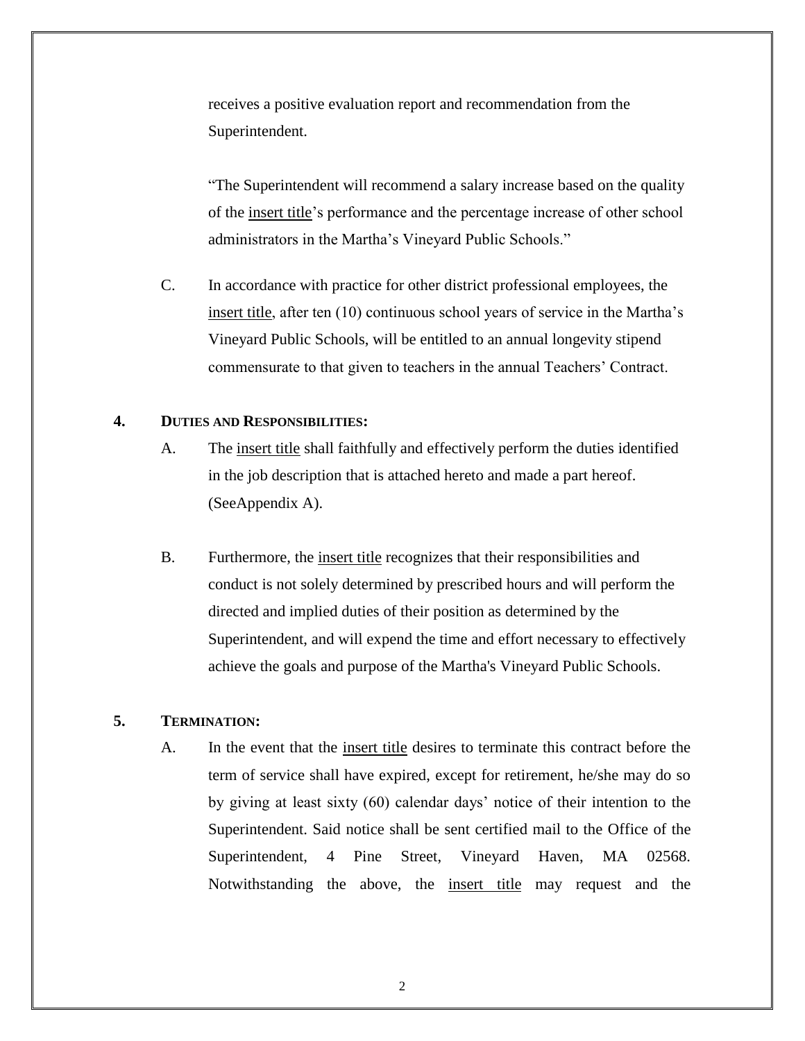receives a positive evaluation report and recommendation from the Superintendent.

"The Superintendent will recommend a salary increase based on the quality of the insert title's performance and the percentage increase of other school administrators in the Martha's Vineyard Public Schools."

C. In accordance with practice for other district professional employees, the insert title, after ten (10) continuous school years of service in the Martha's Vineyard Public Schools, will be entitled to an annual longevity stipend commensurate to that given to teachers in the annual Teachers' Contract.

**4. DUTIES AND RESPONSIBILITIES:**

A. The insert title shall faithfully and effectively perform the duties identified in the job description that is attached hereto and made a part hereof. (SeeAppendix A).

B. Furthermore, the insert title recognizes that their responsibilities and conduct is not solely determined by prescribed hours and will perform the directed and implied duties of their position as determined by the Superintendent, and will expend the time and effort necessary to effectively achieve the goals and purpose of the Martha's Vineyard Public Schools.

**5. TERMINATION:**

A. In the event that the insert title desires to terminate this contract before the term of service shall have expired, except for retirement, he/she may do so by giving at least sixty (60) calendar days' notice of their intention to the Superintendent. Said notice shall be sent certified mail to the Office of the Superintendent, 4 Pine Street, Vineyard Haven, MA 02568. Notwithstanding the above, the insert title may request and the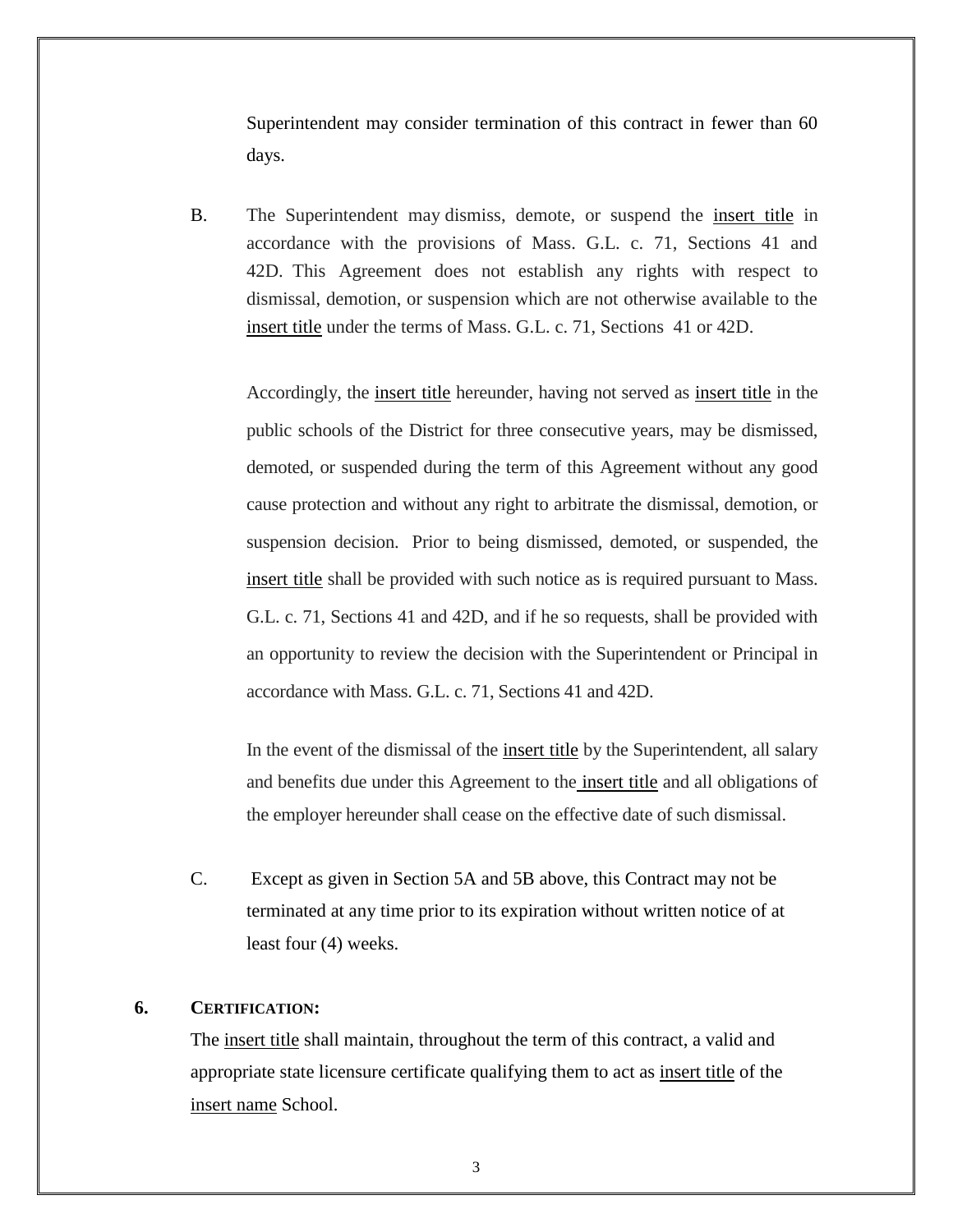Superintendent may consider termination of this contract in fewer than 60 days.

B. The Superintendent may dismiss, demote, or suspend the insert title in accordance with the provisions of Mass. G.L. c. 71, Sections 41 and 42D. This Agreement does not establish any rights with respect to dismissal, demotion, or suspension which are not otherwise available to the insert title under the terms of Mass. G.L. c. 71, Sections 41 or 42D.

Accordingly, the insert title hereunder, having not served as insert title in the public schools of the District for three consecutive years, may be dismissed, demoted, or suspended during the term of this Agreement without any good cause protection and without any right to arbitrate the dismissal, demotion, or suspension decision. Prior to being dismissed, demoted, or suspended, the insert title shall be provided with such notice as is required pursuant to Mass. G.L. c. 71, Sections 41 and 42D, and if he so requests, shall be provided with an opportunity to review the decision with the Superintendent or Principal in accordance with Mass. G.L. c. 71, Sections 41 and 42D.

In the event of the dismissal of the insert title by the Superintendent, all salary and benefits due under this Agreement to the insert title and all obligations of the employer hereunder shall cease on the effective date of such dismissal.

C. Except as given in Section 5A and 5B above, this Contract may not be terminated at any time prior to its expiration without written notice of at least four (4) weeks.

## 6. CERTIFICATION:

The insert title shall maintain, throughout the term of this contract, a valid and appropriate state licensure certificate qualifying them to act as insert title of the insert name School.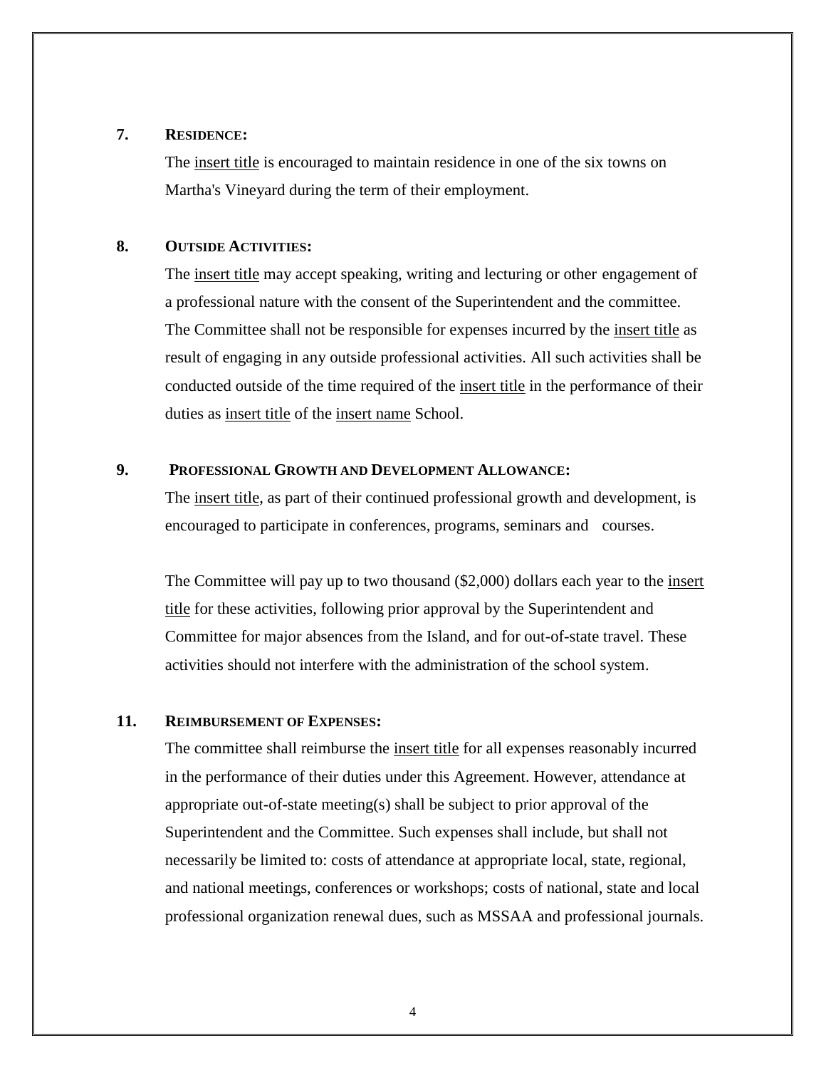**7. RESIDENCE:**

The insert title is encouraged to maintain residence in one of the six towns on Martha's Vineyard during the term of their employment.

**8. OUTSIDE ACTIVITIES:**

The insert title may accept speaking, writing and lecturing or other engagement of a professional nature with the consent of the Superintendent and the committee. The Committee shall not be responsible for expenses incurred by the insert title as result of engaging in any outside professional activities. All such activities shall be conducted outside of the time required of the insert title in the performance of their duties as insert title of the insert name School.

**9. PROFESSIONAL GROWTH AND DEVELOPMENT ALLOWANCE:**

The insert title, as part of their continued professional growth and development, is encouraged to participate in conferences, programs, seminars and courses.

The Committee will pay up to two thousand ($2,000) dollars each year to the insert title for these activities, following prior approval by the Superintendent and Committee for major absences from the Island, and for out-of-state travel. These activities should not interfere with the administration of the school system.

**11. REIMBURSEMENT OF EXPENSES:**

The committee shall reimburse the insert title for all expenses reasonably incurred in the performance of their duties under this Agreement. However, attendance at appropriate out-of-state meeting(s) shall be subject to prior approval of the Superintendent and the Committee. Such expenses shall include, but shall not necessarily be limited to: costs of attendance at appropriate local, state, regional, and national meetings, conferences or workshops; costs of national, state and local professional organization renewal dues, such as MSSAA and professional journals.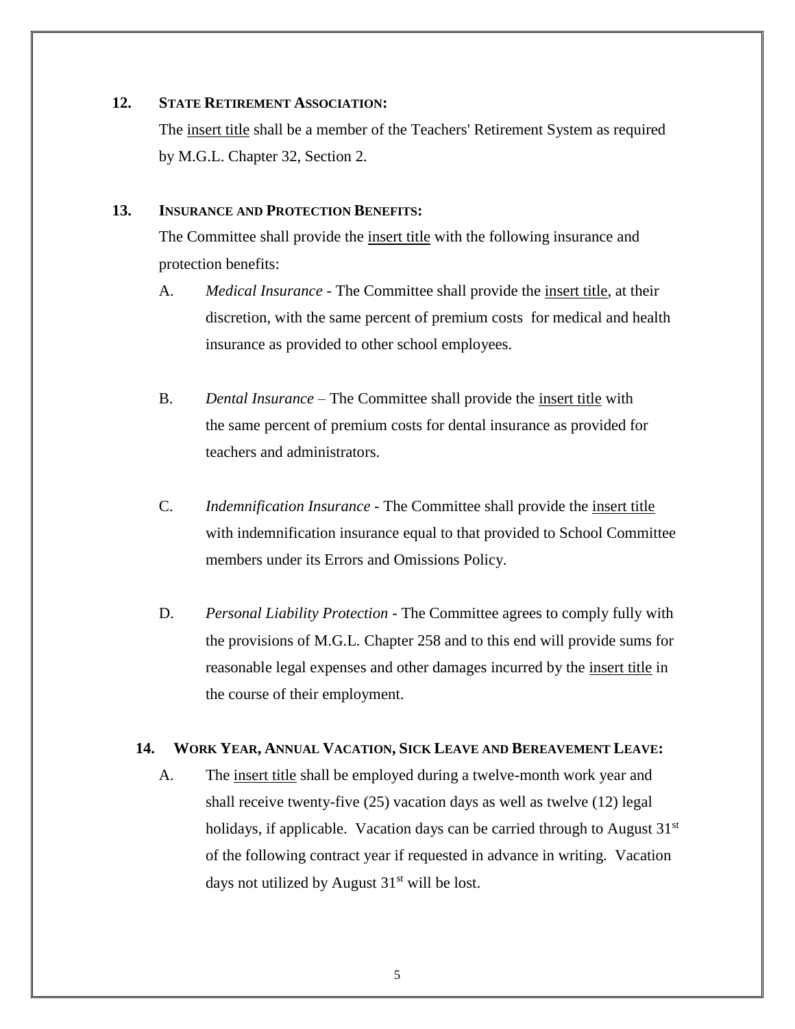**12. STATE RETIREMENT ASSOCIATION:**

The <u>insert title</u> shall be a member of the Teachers' Retirement System as required by M.G.L. Chapter 32, Section 2.

**13. INSURANCE AND PROTECTION BENEFITS:**

The Committee shall provide the <u>insert title</u> with the following insurance and protection benefits:

A. *Medical Insurance* - The Committee shall provide the <u>insert title</u>, at their discretion, with the same percent of premium costs for medical and health insurance as provided to other school employees.

B. *Dental Insurance* – The Committee shall provide the <u>insert title</u> with the same percent of premium costs for dental insurance as provided for teachers and administrators.

C. *Indemnification Insurance* - The Committee shall provide the <u>insert title</u> with indemnification insurance equal to that provided to School Committee members under its Errors and Omissions Policy.

D. *Personal Liability Protection* - The Committee agrees to comply fully with the provisions of M.G.L. Chapter 258 and to this end will provide sums for reasonable legal expenses and other damages incurred by the <u>insert title</u> in the course of their employment.

**14. WORK YEAR, ANNUAL VACATION, SICK LEAVE AND BEREAVEMENT LEAVE:**

A. The <u>insert title</u> shall be employed during a twelve-month work year and shall receive twenty-five (25) vacation days as well as twelve (12) legal holidays, if applicable. Vacation days can be carried through to August 31st of the following contract year if requested in advance in writing. Vacation days not utilized by August 31st will be lost.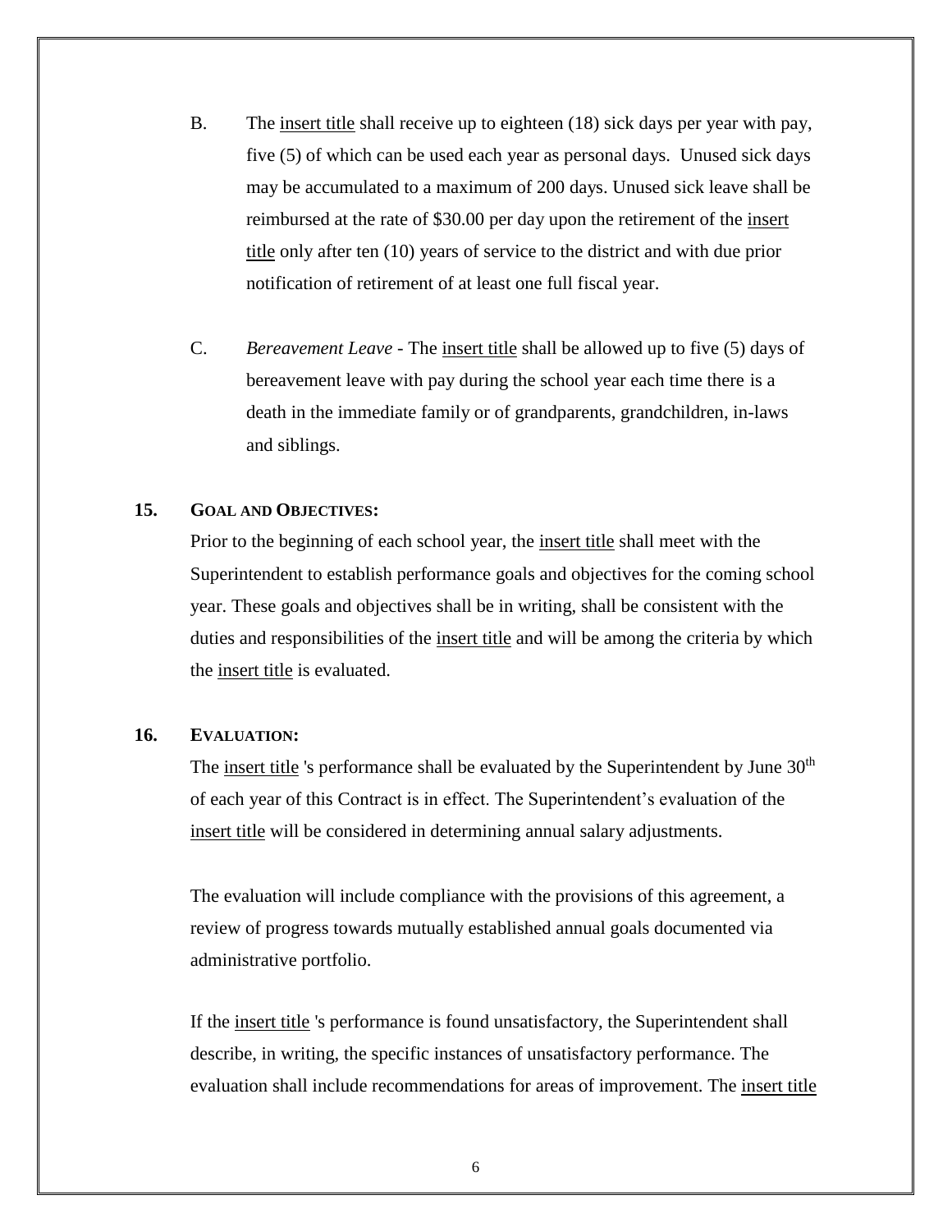B. The insert title shall receive up to eighteen (18) sick days per year with pay, five (5) of which can be used each year as personal days. Unused sick days may be accumulated to a maximum of 200 days. Unused sick leave shall be reimbursed at the rate of $30.00 per day upon the retirement of the insert title only after ten (10) years of service to the district and with due prior notification of retirement of at least one full fiscal year.

C. *Bereavement Leave* - The insert title shall be allowed up to five (5) days of bereavement leave with pay during the school year each time there is a death in the immediate family or of grandparents, grandchildren, in-laws and siblings.

**15. GOAL AND OBJECTIVES:**

Prior to the beginning of each school year, the insert title shall meet with the Superintendent to establish performance goals and objectives for the coming school year. These goals and objectives shall be in writing, shall be consistent with the duties and responsibilities of the insert title and will be among the criteria by which the insert title is evaluated.

**16. EVALUATION:**

The insert title 's performance shall be evaluated by the Superintendent by June 30th of each year of this Contract is in effect. The Superintendent's evaluation of the insert title will be considered in determining annual salary adjustments.

The evaluation will include compliance with the provisions of this agreement, a review of progress towards mutually established annual goals documented via administrative portfolio.

If the insert title 's performance is found unsatisfactory, the Superintendent shall describe, in writing, the specific instances of unsatisfactory performance. The evaluation shall include recommendations for areas of improvement. The insert title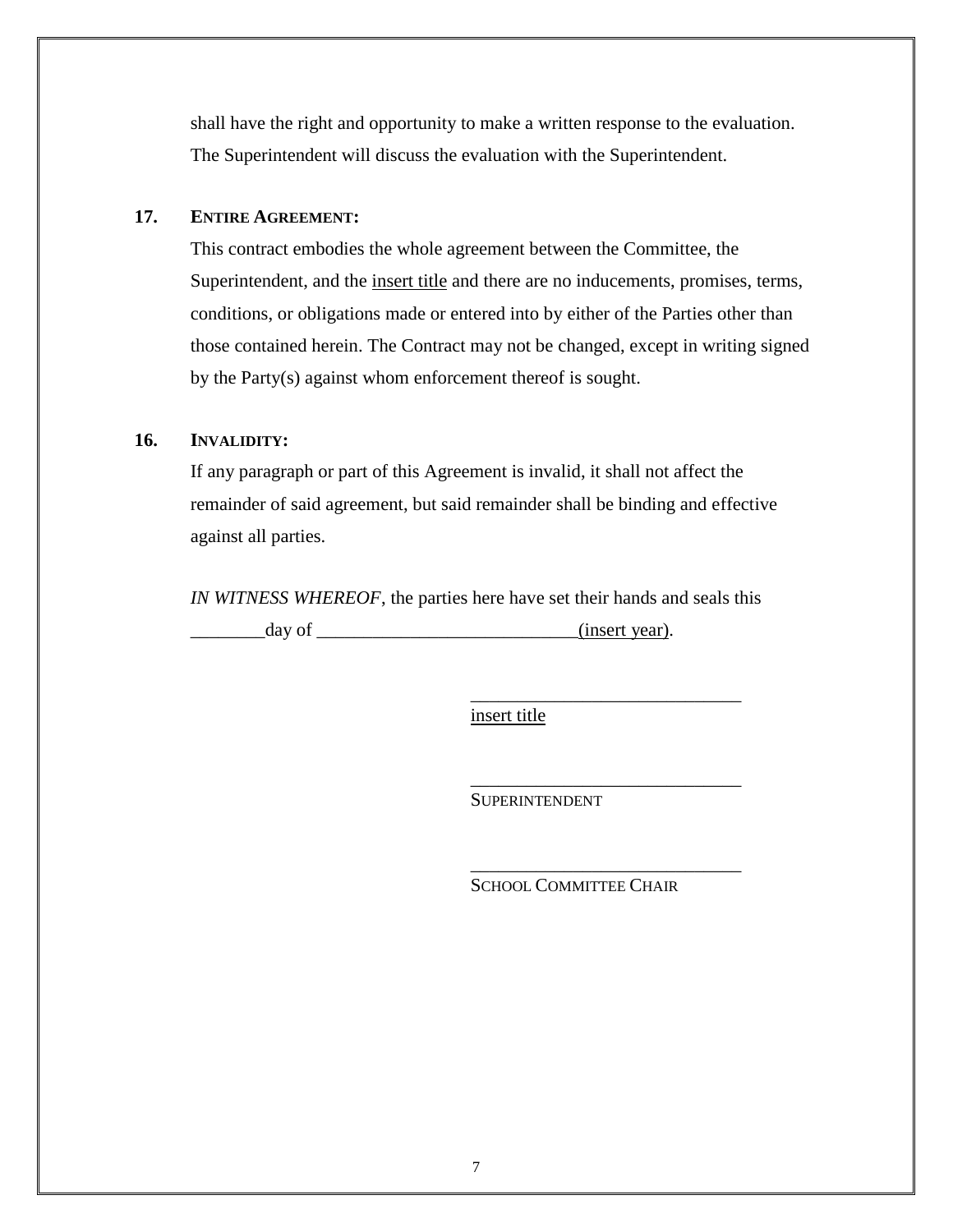shall have the right and opportunity to make a written response to the evaluation. The Superintendent will discuss the evaluation with the Superintendent.

**17. ENTIRE AGREEMENT:**

This contract embodies the whole agreement between the Committee, the Superintendent, and the insert title and there are no inducements, promises, terms, conditions, or obligations made or entered into by either of the Parties other than those contained herein. The Contract may not be changed, except in writing signed by the Party(s) against whom enforcement thereof is sought.

**16. INVALIDITY:**

If any paragraph or part of this Agreement is invalid, it shall not affect the remainder of said agreement, but said remainder shall be binding and effective against all parties.

*IN WITNESS WHEREOF*, the parties here have set their hands and seals this ________day of ____________________________(insert year).

_____________________________
insert title

_____________________________
SUPERINTENDENT

_____________________________
SCHOOL COMMITTEE CHAIR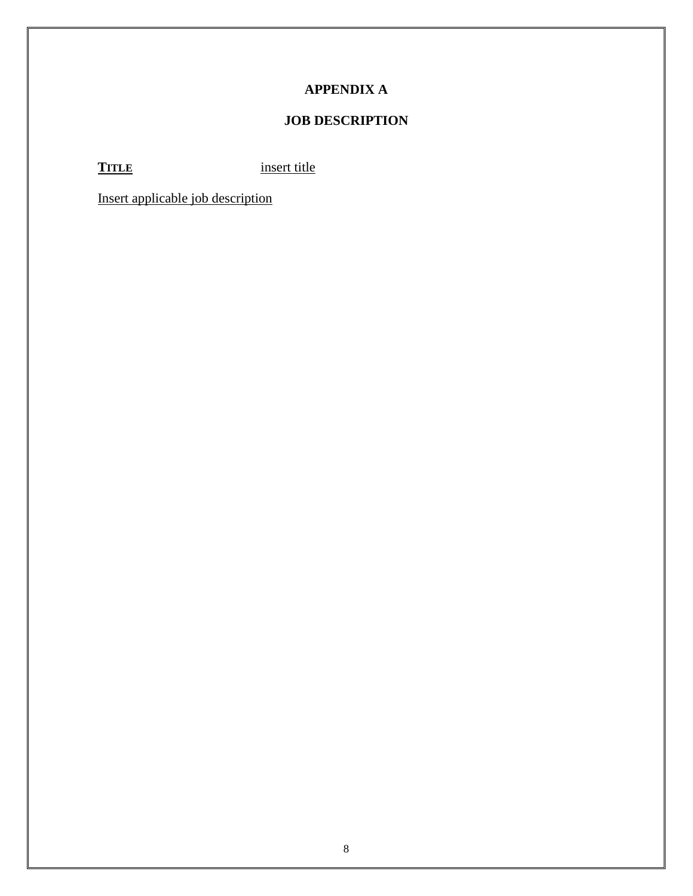# APPENDIX A

## JOB DESCRIPTION

**TITLE** insert title

Insert applicable job description